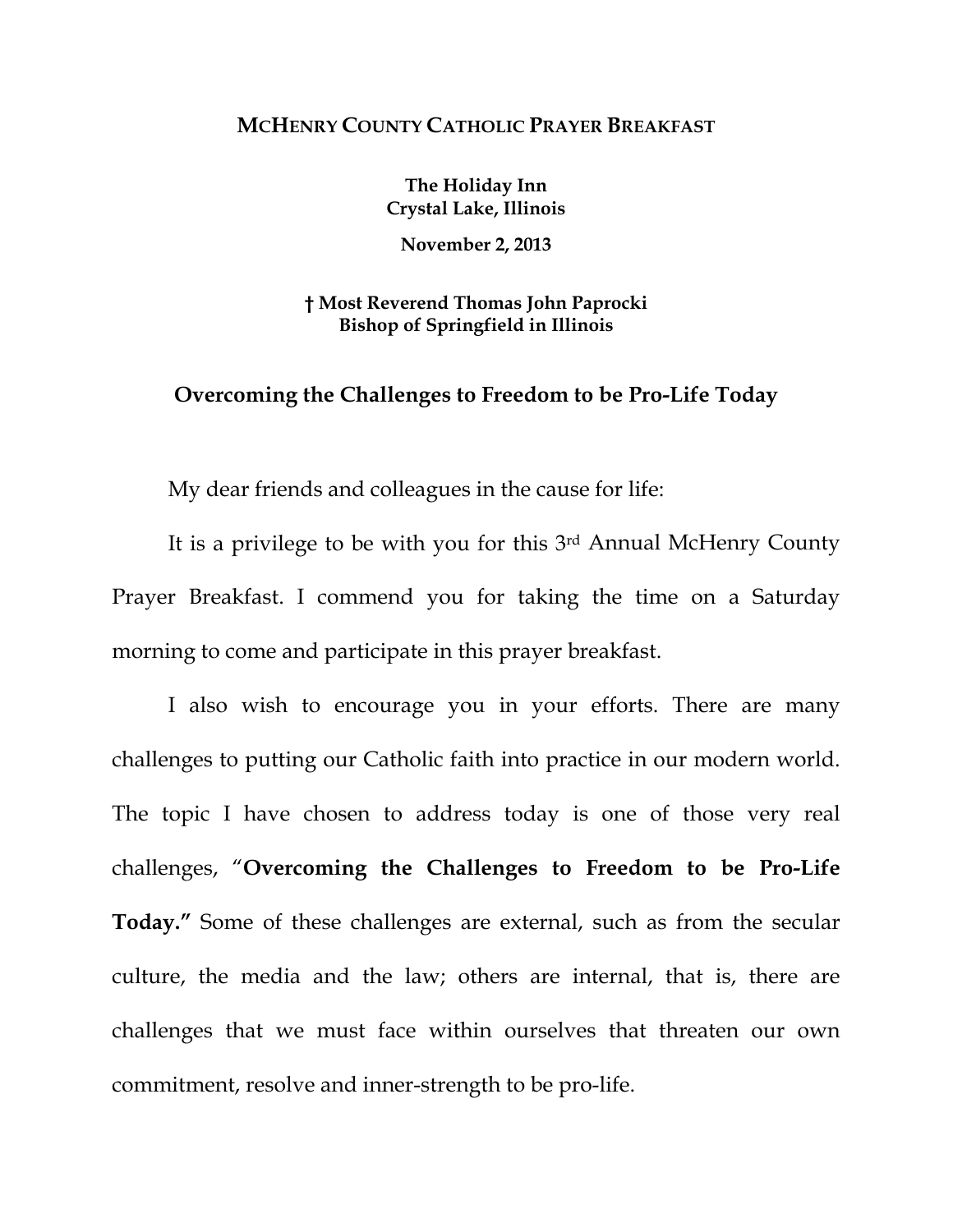**MCHENRY COUNTY CATHOLIC PRAYER BREAKFAST**

**The Holiday Inn**
**Crystal Lake, Illinois**

**November 2, 2013**

**† Most Reverend Thomas John Paprocki**
**Bishop of Springfield in Illinois**

## Overcoming the Challenges to Freedom to be Pro-Life Today

My dear friends and colleagues in the cause for life:

It is a privilege to be with you for this 3rd Annual McHenry County Prayer Breakfast. I commend you for taking the time on a Saturday morning to come and participate in this prayer breakfast.

I also wish to encourage you in your efforts. There are many challenges to putting our Catholic faith into practice in our modern world. The topic I have chosen to address today is one of those very real challenges, "**Overcoming the Challenges to Freedom to be Pro-Life Today.**" Some of these challenges are external, such as from the secular culture, the media and the law; others are internal, that is, there are challenges that we must face within ourselves that threaten our own commitment, resolve and inner-strength to be pro-life.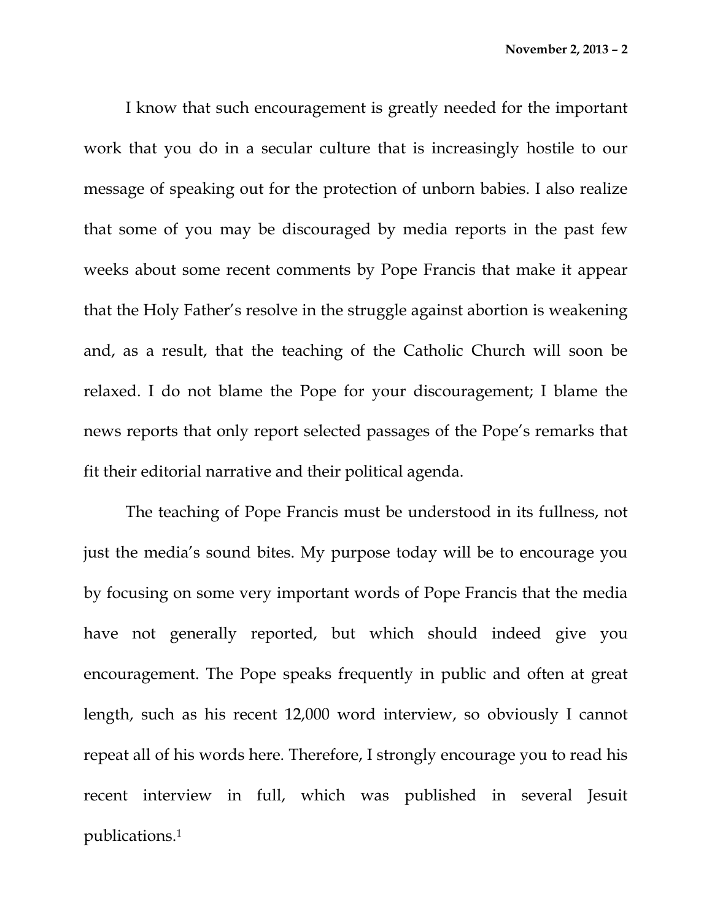I know that such encouragement is greatly needed for the important work that you do in a secular culture that is increasingly hostile to our message of speaking out for the protection of unborn babies. I also realize that some of you may be discouraged by media reports in the past few weeks about some recent comments by Pope Francis that make it appear that the Holy Father's resolve in the struggle against abortion is weakening and, as a result, that the teaching of the Catholic Church will soon be relaxed. I do not blame the Pope for your discouragement; I blame the news reports that only report selected passages of the Pope's remarks that fit their editorial narrative and their political agenda.

The teaching of Pope Francis must be understood in its fullness, not just the media's sound bites. My purpose today will be to encourage you by focusing on some very important words of Pope Francis that the media have not generally reported, but which should indeed give you encouragement. The Pope speaks frequently in public and often at great length, such as his recent 12,000 word interview, so obviously I cannot repeat all of his words here. Therefore, I strongly encourage you to read his recent interview in full, which was published in several Jesuit publications.[1]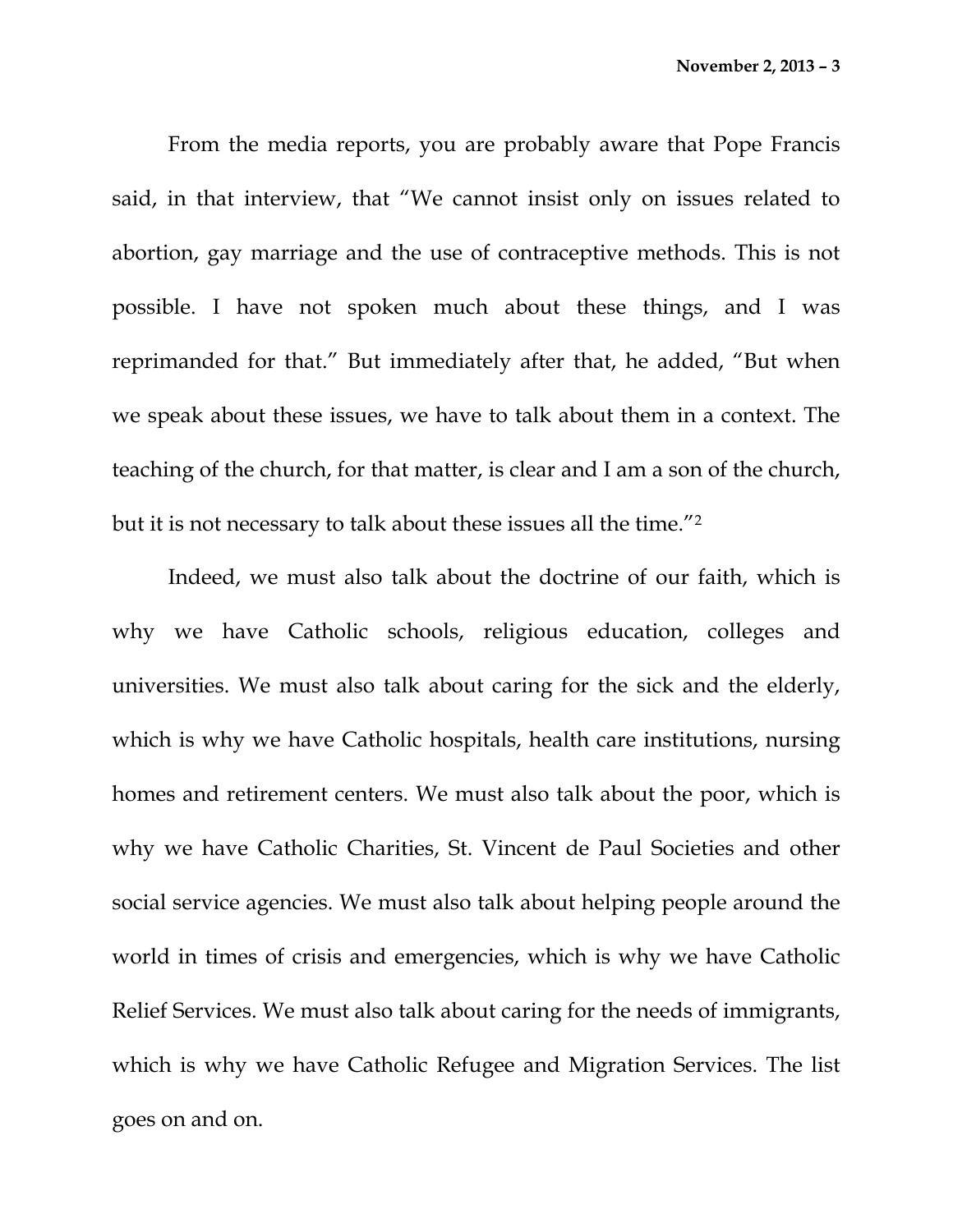From the media reports, you are probably aware that Pope Francis said, in that interview, that "We cannot insist only on issues related to abortion, gay marriage and the use of contraceptive methods. This is not possible. I have not spoken much about these things, and I was reprimanded for that." But immediately after that, he added, "But when we speak about these issues, we have to talk about them in a context. The teaching of the church, for that matter, is clear and I am a son of the church, but it is not necessary to talk about these issues all the time."[2]

Indeed, we must also talk about the doctrine of our faith, which is why we have Catholic schools, religious education, colleges and universities. We must also talk about caring for the sick and the elderly, which is why we have Catholic hospitals, health care institutions, nursing homes and retirement centers. We must also talk about the poor, which is why we have Catholic Charities, St. Vincent de Paul Societies and other social service agencies. We must also talk about helping people around the world in times of crisis and emergencies, which is why we have Catholic Relief Services. We must also talk about caring for the needs of immigrants, which is why we have Catholic Refugee and Migration Services. The list goes on and on.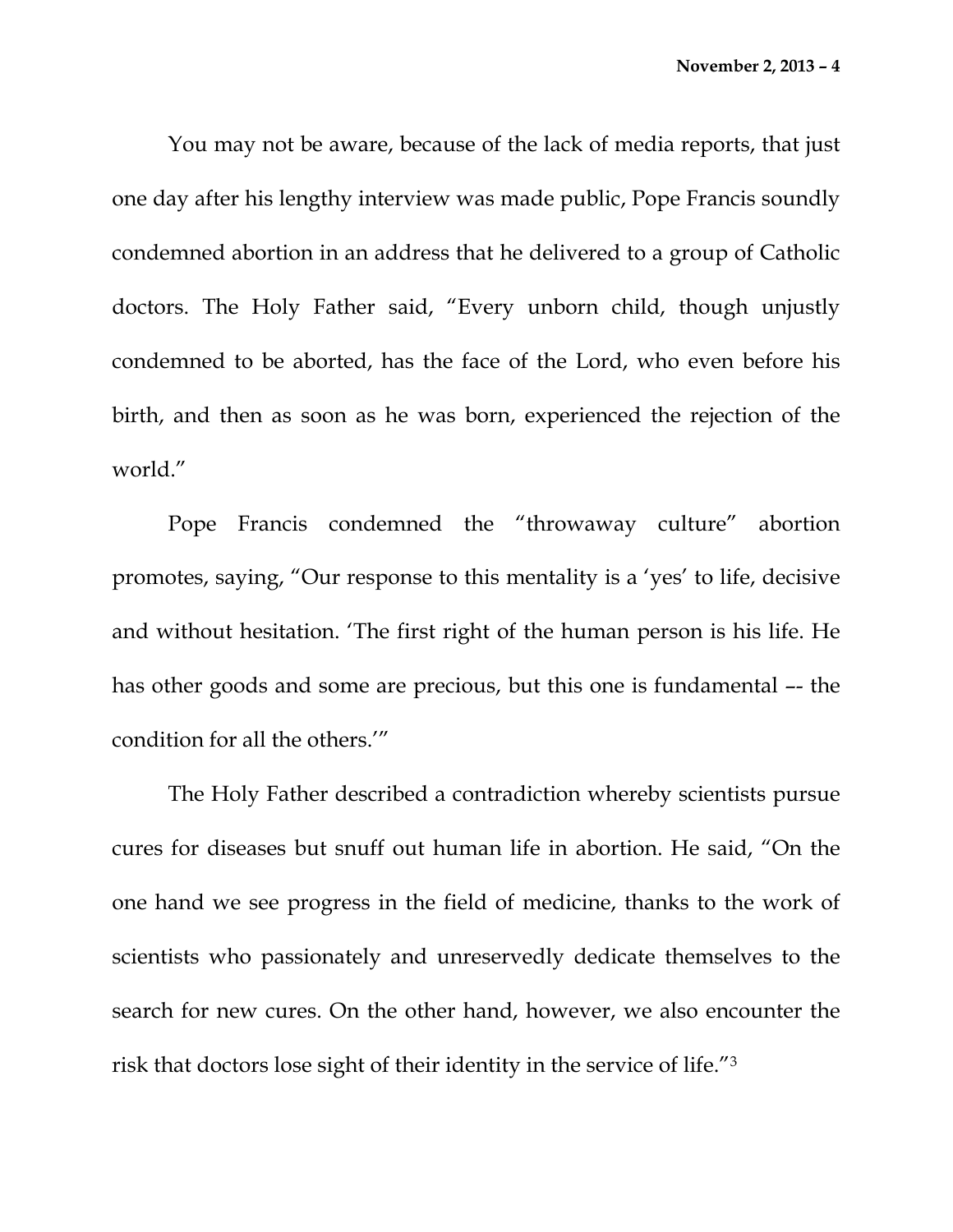You may not be aware, because of the lack of media reports, that just one day after his lengthy interview was made public, Pope Francis soundly condemned abortion in an address that he delivered to a group of Catholic doctors. The Holy Father said, "Every unborn child, though unjustly condemned to be aborted, has the face of the Lord, who even before his birth, and then as soon as he was born, experienced the rejection of the world."

Pope Francis condemned the "throwaway culture" abortion promotes, saying, "Our response to this mentality is a 'yes' to life, decisive and without hesitation. 'The first right of the human person is his life. He has other goods and some are precious, but this one is fundamental –- the condition for all the others.'"

The Holy Father described a contradiction whereby scientists pursue cures for diseases but snuff out human life in abortion. He said, "On the one hand we see progress in the field of medicine, thanks to the work of scientists who passionately and unreservedly dedicate themselves to the search for new cures. On the other hand, however, we also encounter the risk that doctors lose sight of their identity in the service of life."[3]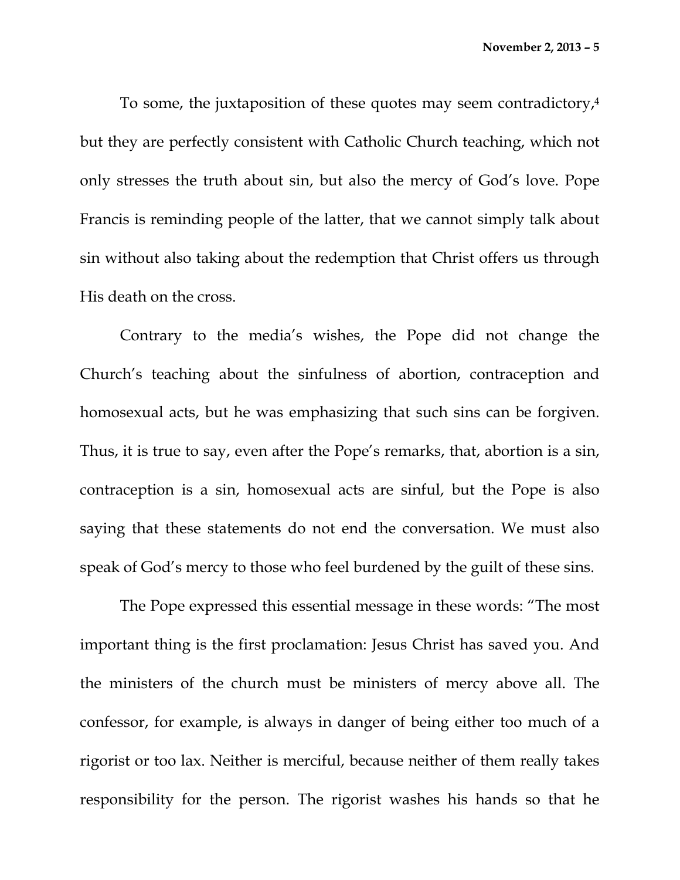To some, the juxtaposition of these quotes may seem contradictory,[4] but they are perfectly consistent with Catholic Church teaching, which not only stresses the truth about sin, but also the mercy of God's love. Pope Francis is reminding people of the latter, that we cannot simply talk about sin without also taking about the redemption that Christ offers us through His death on the cross.

Contrary to the media's wishes, the Pope did not change the Church's teaching about the sinfulness of abortion, contraception and homosexual acts, but he was emphasizing that such sins can be forgiven. Thus, it is true to say, even after the Pope's remarks, that, abortion is a sin, contraception is a sin, homosexual acts are sinful, but the Pope is also saying that these statements do not end the conversation. We must also speak of God's mercy to those who feel burdened by the guilt of these sins.

The Pope expressed this essential message in these words: "The most important thing is the first proclamation: Jesus Christ has saved you. And the ministers of the church must be ministers of mercy above all. The confessor, for example, is always in danger of being either too much of a rigorist or too lax. Neither is merciful, because neither of them really takes responsibility for the person. The rigorist washes his hands so that he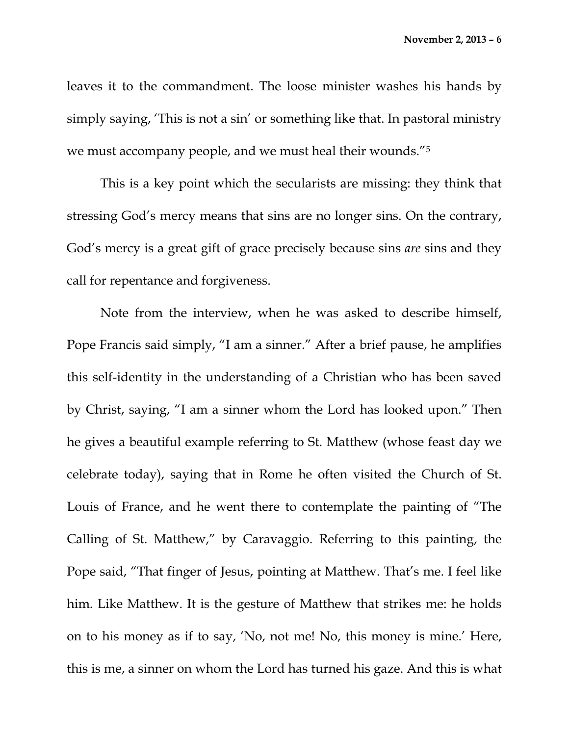leaves it to the commandment. The loose minister washes his hands by simply saying, 'This is not a sin' or something like that. In pastoral ministry we must accompany people, and we must heal their wounds."[5]

This is a key point which the secularists are missing: they think that stressing God's mercy means that sins are no longer sins. On the contrary, God's mercy is a great gift of grace precisely because sins *are* sins and they call for repentance and forgiveness.

Note from the interview, when he was asked to describe himself, Pope Francis said simply, "I am a sinner." After a brief pause, he amplifies this self-identity in the understanding of a Christian who has been saved by Christ, saying, "I am a sinner whom the Lord has looked upon." Then he gives a beautiful example referring to St. Matthew (whose feast day we celebrate today), saying that in Rome he often visited the Church of St. Louis of France, and he went there to contemplate the painting of "The Calling of St. Matthew," by Caravaggio. Referring to this painting, the Pope said, "That finger of Jesus, pointing at Matthew. That's me. I feel like him. Like Matthew. It is the gesture of Matthew that strikes me: he holds on to his money as if to say, 'No, not me! No, this money is mine.' Here, this is me, a sinner on whom the Lord has turned his gaze. And this is what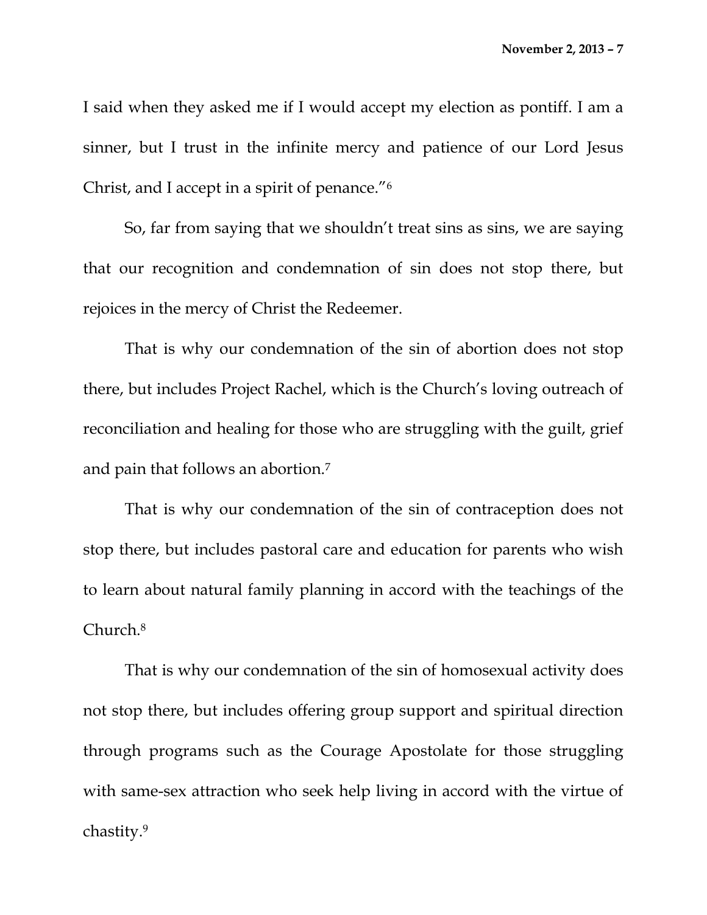I said when they asked me if I would accept my election as pontiff. I am a sinner, but I trust in the infinite mercy and patience of our Lord Jesus Christ, and I accept in a spirit of penance."[6]

So, far from saying that we shouldn't treat sins as sins, we are saying that our recognition and condemnation of sin does not stop there, but rejoices in the mercy of Christ the Redeemer.

That is why our condemnation of the sin of abortion does not stop there, but includes Project Rachel, which is the Church's loving outreach of reconciliation and healing for those who are struggling with the guilt, grief and pain that follows an abortion.[7]

That is why our condemnation of the sin of contraception does not stop there, but includes pastoral care and education for parents who wish to learn about natural family planning in accord with the teachings of the Church.[8]

That is why our condemnation of the sin of homosexual activity does not stop there, but includes offering group support and spiritual direction through programs such as the Courage Apostolate for those struggling with same-sex attraction who seek help living in accord with the virtue of chastity.[9]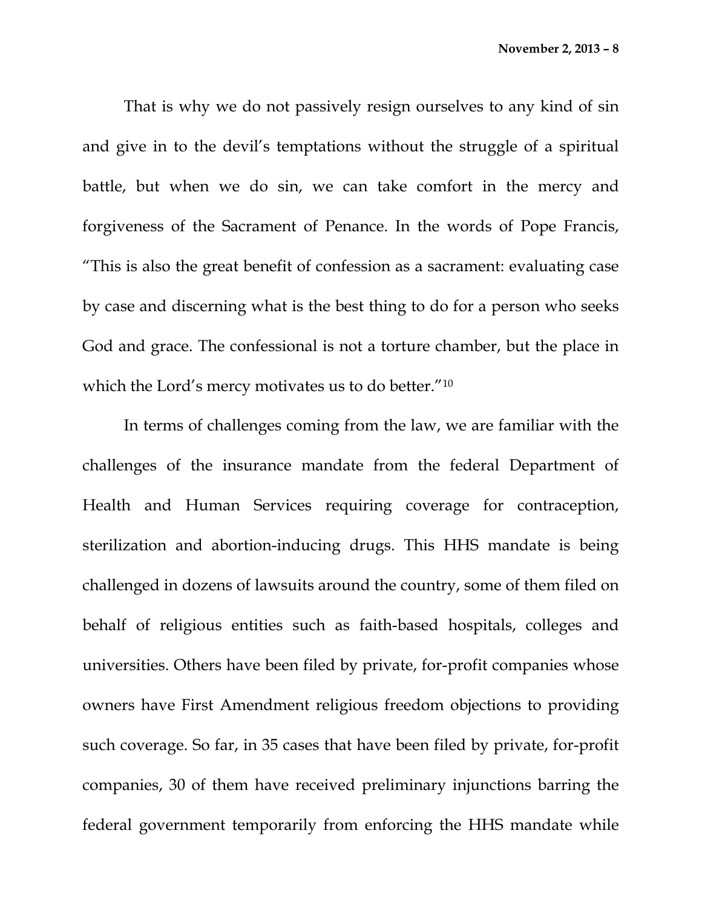That is why we do not passively resign ourselves to any kind of sin and give in to the devil's temptations without the struggle of a spiritual battle, but when we do sin, we can take comfort in the mercy and forgiveness of the Sacrament of Penance. In the words of Pope Francis, "This is also the great benefit of confession as a sacrament: evaluating case by case and discerning what is the best thing to do for a person who seeks God and grace. The confessional is not a torture chamber, but the place in which the Lord's mercy motivates us to do better."[10]

In terms of challenges coming from the law, we are familiar with the challenges of the insurance mandate from the federal Department of Health and Human Services requiring coverage for contraception, sterilization and abortion-inducing drugs. This HHS mandate is being challenged in dozens of lawsuits around the country, some of them filed on behalf of religious entities such as faith-based hospitals, colleges and universities. Others have been filed by private, for-profit companies whose owners have First Amendment religious freedom objections to providing such coverage. So far, in 35 cases that have been filed by private, for-profit companies, 30 of them have received preliminary injunctions barring the federal government temporarily from enforcing the HHS mandate while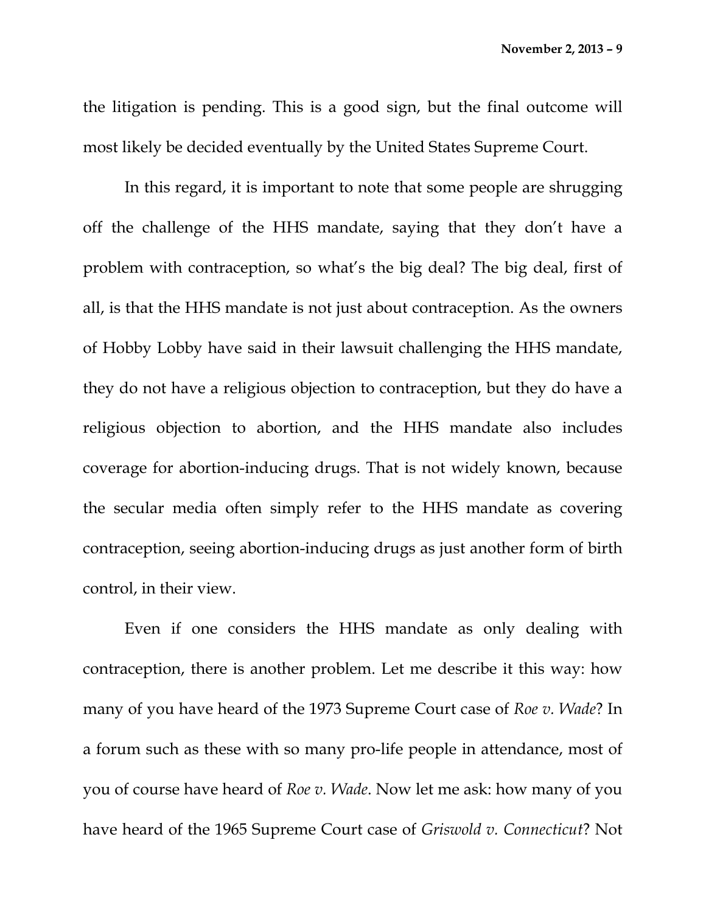the litigation is pending. This is a good sign, but the final outcome will most likely be decided eventually by the United States Supreme Court.

In this regard, it is important to note that some people are shrugging off the challenge of the HHS mandate, saying that they don't have a problem with contraception, so what's the big deal? The big deal, first of all, is that the HHS mandate is not just about contraception. As the owners of Hobby Lobby have said in their lawsuit challenging the HHS mandate, they do not have a religious objection to contraception, but they do have a religious objection to abortion, and the HHS mandate also includes coverage for abortion-inducing drugs. That is not widely known, because the secular media often simply refer to the HHS mandate as covering contraception, seeing abortion-inducing drugs as just another form of birth control, in their view.

Even if one considers the HHS mandate as only dealing with contraception, there is another problem. Let me describe it this way: how many of you have heard of the 1973 Supreme Court case of *Roe v. Wade*? In a forum such as these with so many pro-life people in attendance, most of you of course have heard of *Roe v. Wade*. Now let me ask: how many of you have heard of the 1965 Supreme Court case of *Griswold v. Connecticut*? Not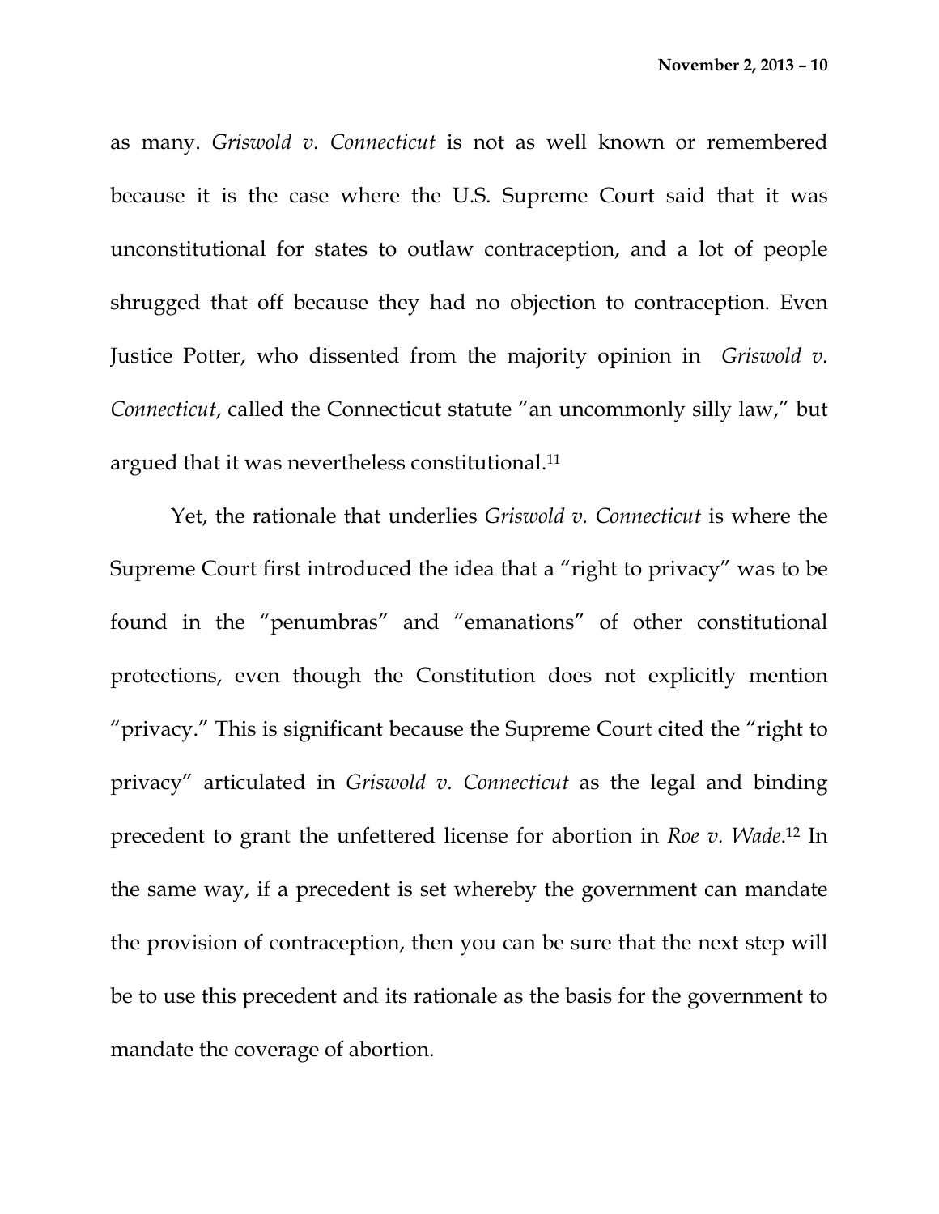as many. *Griswold v. Connecticut* is not as well known or remembered because it is the case where the U.S. Supreme Court said that it was unconstitutional for states to outlaw contraception, and a lot of people shrugged that off because they had no objection to contraception. Even Justice Potter, who dissented from the majority opinion in *Griswold v. Connecticut*, called the Connecticut statute "an uncommonly silly law," but argued that it was nevertheless constitutional.[11]

Yet, the rationale that underlies *Griswold v. Connecticut* is where the Supreme Court first introduced the idea that a "right to privacy" was to be found in the "penumbras" and "emanations" of other constitutional protections, even though the Constitution does not explicitly mention "privacy." This is significant because the Supreme Court cited the "right to privacy" articulated in *Griswold v. Connecticut* as the legal and binding precedent to grant the unfettered license for abortion in *Roe v. Wade*.[12] In the same way, if a precedent is set whereby the government can mandate the provision of contraception, then you can be sure that the next step will be to use this precedent and its rationale as the basis for the government to mandate the coverage of abortion.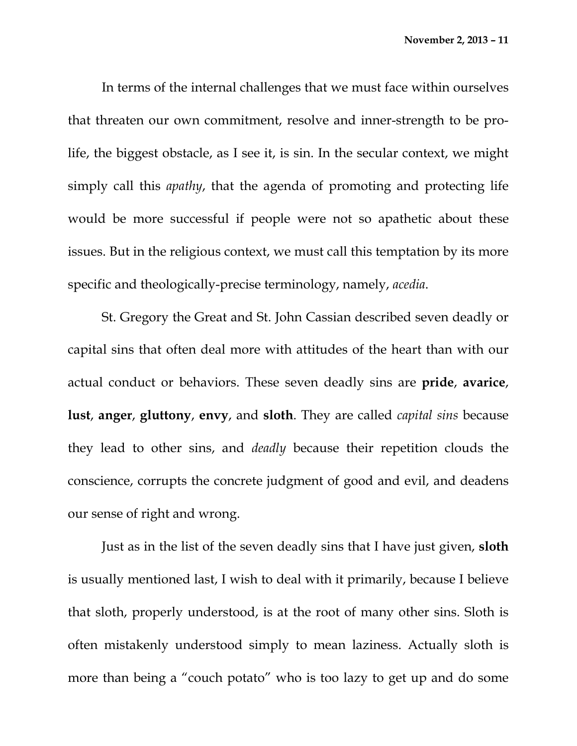In terms of the internal challenges that we must face within ourselves that threaten our own commitment, resolve and inner-strength to be pro-life, the biggest obstacle, as I see it, is sin. In the secular context, we might simply call this *apathy*, that the agenda of promoting and protecting life would be more successful if people were not so apathetic about these issues. But in the religious context, we must call this temptation by its more specific and theologically-precise terminology, namely, *acedia*.

St. Gregory the Great and St. John Cassian described seven deadly or capital sins that often deal more with attitudes of the heart than with our actual conduct or behaviors. These seven deadly sins are **pride**, **avarice**, **lust**, **anger**, **gluttony**, **envy**, and **sloth**. They are called *capital sins* because they lead to other sins, and *deadly* because their repetition clouds the conscience, corrupts the concrete judgment of good and evil, and deadens our sense of right and wrong.

Just as in the list of the seven deadly sins that I have just given, **sloth** is usually mentioned last, I wish to deal with it primarily, because I believe that sloth, properly understood, is at the root of many other sins. Sloth is often mistakenly understood simply to mean laziness. Actually sloth is more than being a "couch potato" who is too lazy to get up and do some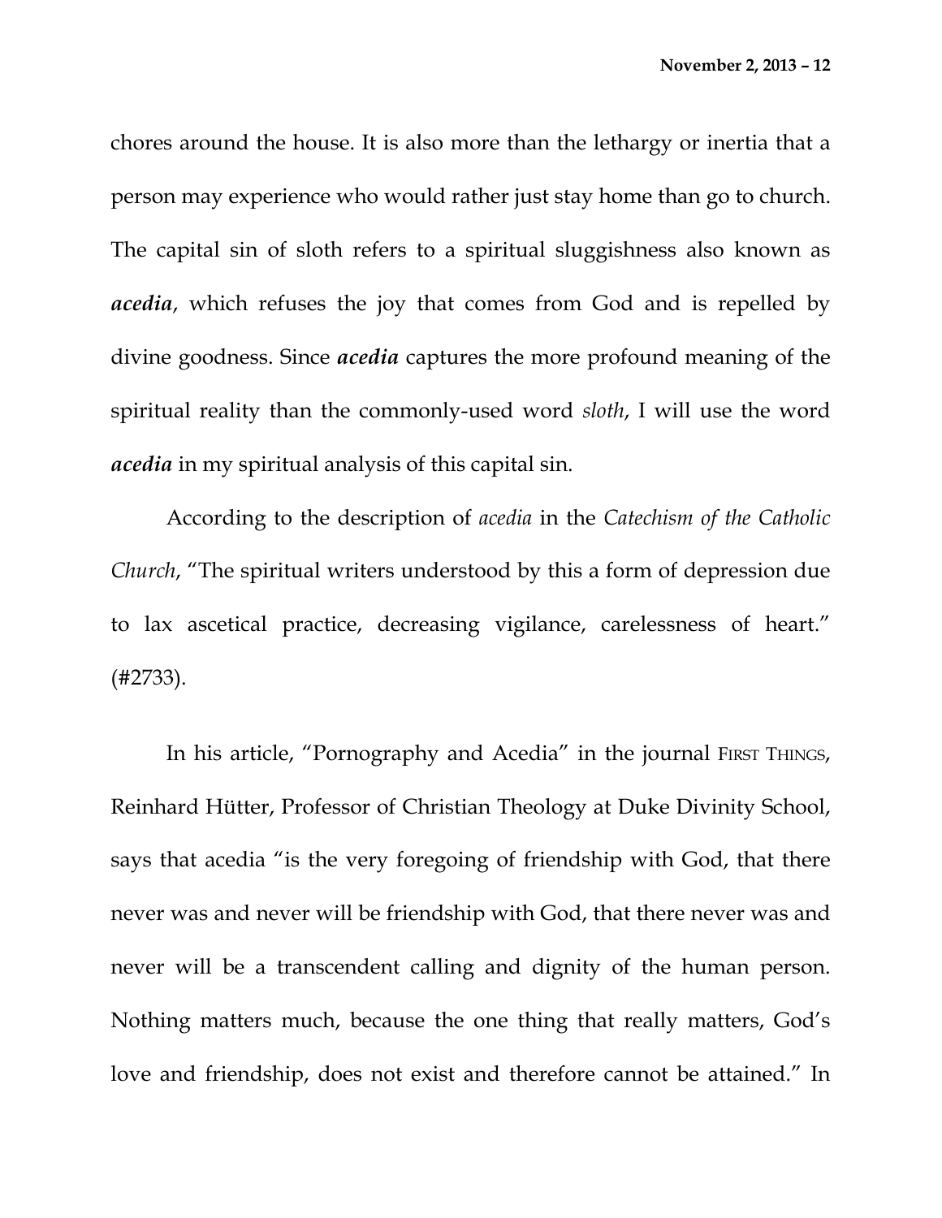chores around the house. It is also more than the lethargy or inertia that a person may experience who would rather just stay home than go to church. The capital sin of sloth refers to a spiritual sluggishness also known as ***acedia***, which refuses the joy that comes from God and is repelled by divine goodness. Since ***acedia*** captures the more profound meaning of the spiritual reality than the commonly-used word *sloth*, I will use the word ***acedia*** in my spiritual analysis of this capital sin.

According to the description of *acedia* in the *Catechism of the Catholic Church*, "The spiritual writers understood by this a form of depression due to lax ascetical practice, decreasing vigilance, carelessness of heart." (#2733).

In his article, "Pornography and Acedia" in the journal First Things, Reinhard Hütter, Professor of Christian Theology at Duke Divinity School, says that acedia "is the very foregoing of friendship with God, that there never was and never will be friendship with God, that there never was and never will be a transcendent calling and dignity of the human person. Nothing matters much, because the one thing that really matters, God's love and friendship, does not exist and therefore cannot be attained." In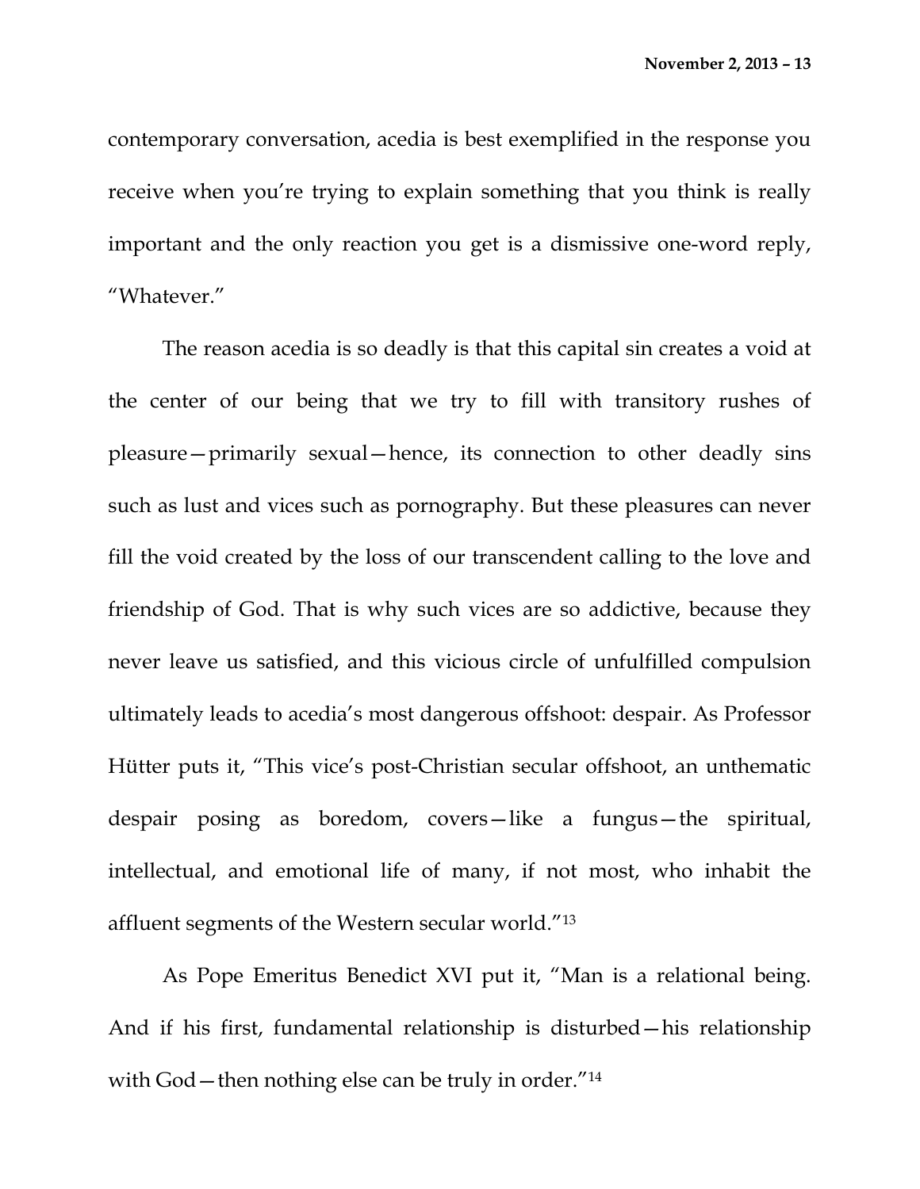contemporary conversation, acedia is best exemplified in the response you receive when you're trying to explain something that you think is really important and the only reaction you get is a dismissive one-word reply, "Whatever."

The reason acedia is so deadly is that this capital sin creates a void at the center of our being that we try to fill with transitory rushes of pleasure—primarily sexual—hence, its connection to other deadly sins such as lust and vices such as pornography. But these pleasures can never fill the void created by the loss of our transcendent calling to the love and friendship of God. That is why such vices are so addictive, because they never leave us satisfied, and this vicious circle of unfulfilled compulsion ultimately leads to acedia's most dangerous offshoot: despair. As Professor Hütter puts it, "This vice's post-Christian secular offshoot, an unthematic despair posing as boredom, covers—like a fungus—the spiritual, intellectual, and emotional life of many, if not most, who inhabit the affluent segments of the Western secular world."[13]

As Pope Emeritus Benedict XVI put it, "Man is a relational being. And if his first, fundamental relationship is disturbed—his relationship with God—then nothing else can be truly in order."[14]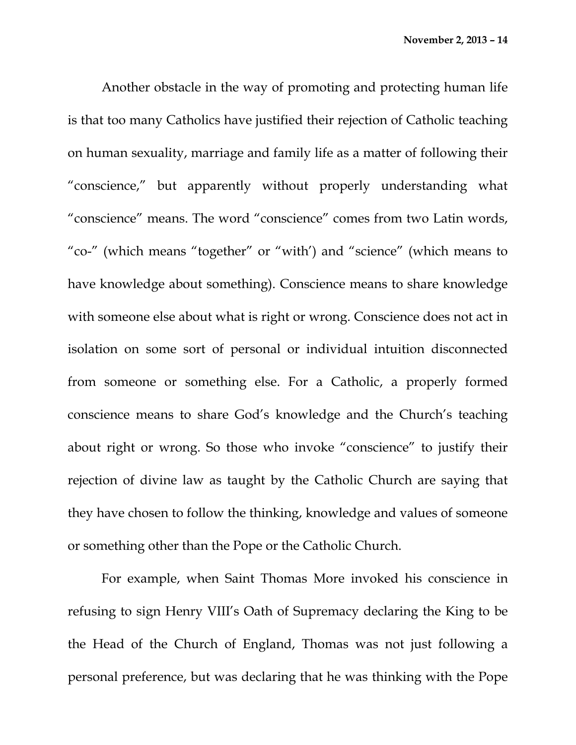Another obstacle in the way of promoting and protecting human life is that too many Catholics have justified their rejection of Catholic teaching on human sexuality, marriage and family life as a matter of following their "conscience," but apparently without properly understanding what "conscience" means. The word "conscience" comes from two Latin words, "co-" (which means "together" or "with') and "science" (which means to have knowledge about something). Conscience means to share knowledge with someone else about what is right or wrong. Conscience does not act in isolation on some sort of personal or individual intuition disconnected from someone or something else. For a Catholic, a properly formed conscience means to share God's knowledge and the Church's teaching about right or wrong. So those who invoke "conscience" to justify their rejection of divine law as taught by the Catholic Church are saying that they have chosen to follow the thinking, knowledge and values of someone or something other than the Pope or the Catholic Church.

For example, when Saint Thomas More invoked his conscience in refusing to sign Henry VIII's Oath of Supremacy declaring the King to be the Head of the Church of England, Thomas was not just following a personal preference, but was declaring that he was thinking with the Pope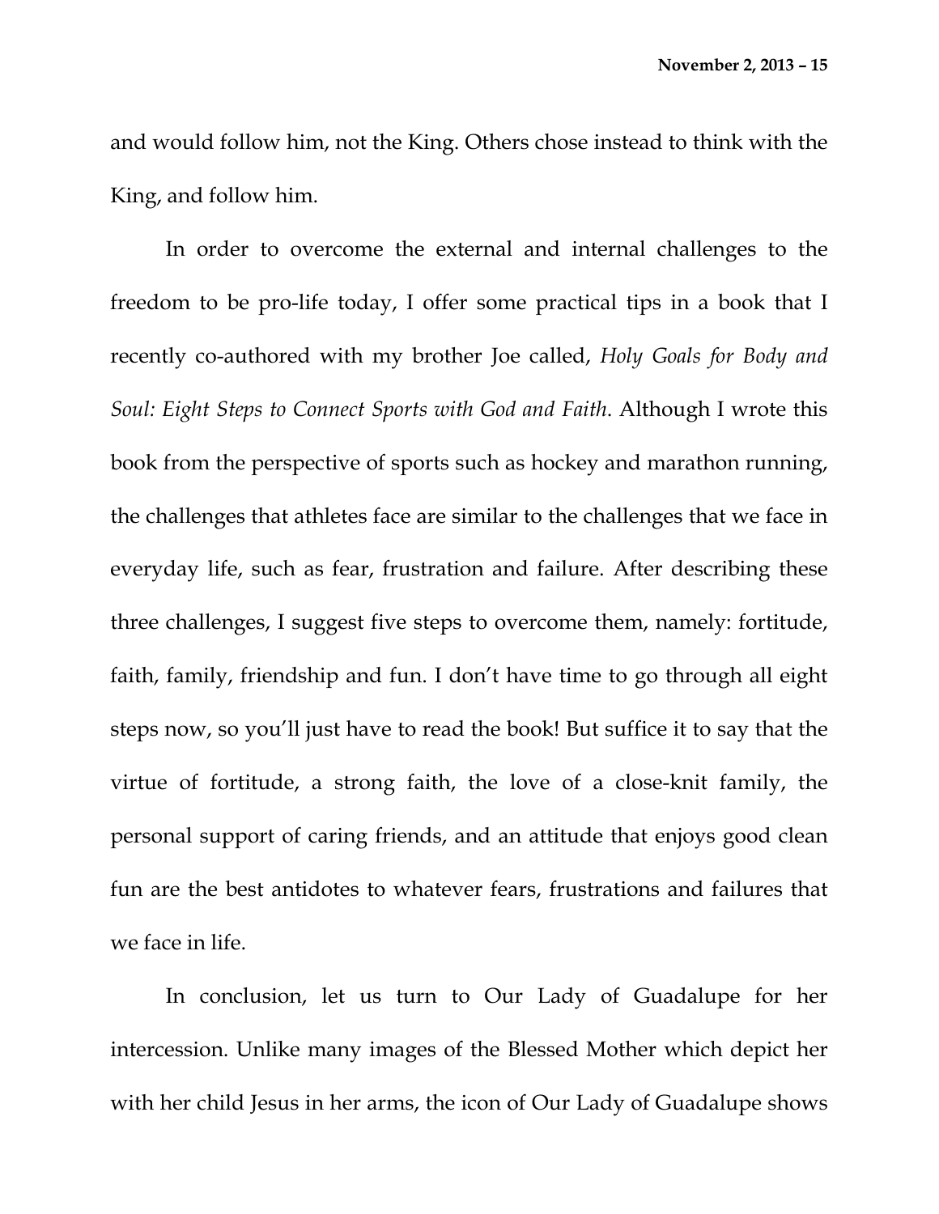and would follow him, not the King. Others chose instead to think with the King, and follow him.

In order to overcome the external and internal challenges to the freedom to be pro-life today, I offer some practical tips in a book that I recently co-authored with my brother Joe called, *Holy Goals for Body and Soul: Eight Steps to Connect Sports with God and Faith*. Although I wrote this book from the perspective of sports such as hockey and marathon running, the challenges that athletes face are similar to the challenges that we face in everyday life, such as fear, frustration and failure. After describing these three challenges, I suggest five steps to overcome them, namely: fortitude, faith, family, friendship and fun. I don't have time to go through all eight steps now, so you'll just have to read the book! But suffice it to say that the virtue of fortitude, a strong faith, the love of a close-knit family, the personal support of caring friends, and an attitude that enjoys good clean fun are the best antidotes to whatever fears, frustrations and failures that we face in life.

In conclusion, let us turn to Our Lady of Guadalupe for her intercession. Unlike many images of the Blessed Mother which depict her with her child Jesus in her arms, the icon of Our Lady of Guadalupe shows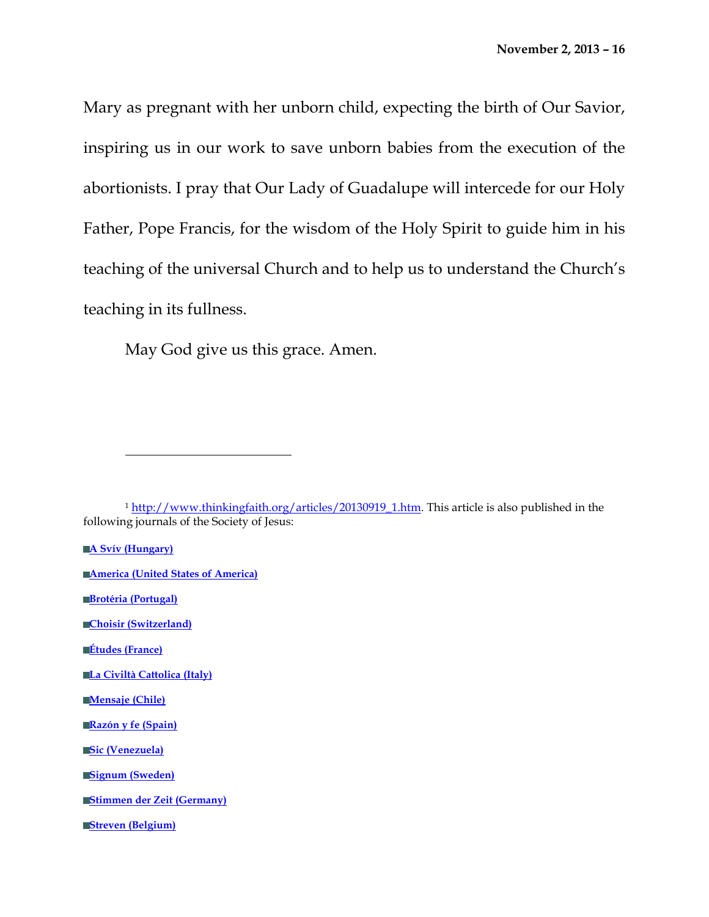Mary as pregnant with her unborn child, expecting the birth of Our Savior, inspiring us in our work to save unborn babies from the execution of the abortionists. I pray that Our Lady of Guadalupe will intercede for our Holy Father, Pope Francis, for the wisdom of the Holy Spirit to guide him in his teaching of the universal Church and to help us to understand the Church's teaching in its fullness.

May God give us this grace. Amen.

---

[1] http://www.thinkingfaith.org/articles/20130919_1.htm. This article is also published in the following journals of the Society of Jesus:

- **A Svív (Hungary)**
- **America (United States of America)**
- **Brotéria (Portugal)**
- **Choisir (Switzerland)**
- **Études (France)**
- **La Civiltà Cattolica (Italy)**
- **Mensaje (Chile)**
- **Razón y fe (Spain)**
- **Sic (Venezuela)**
- **Signum (Sweden)**
- **Stimmen der Zeit (Germany)**
- **Streven (Belgium)**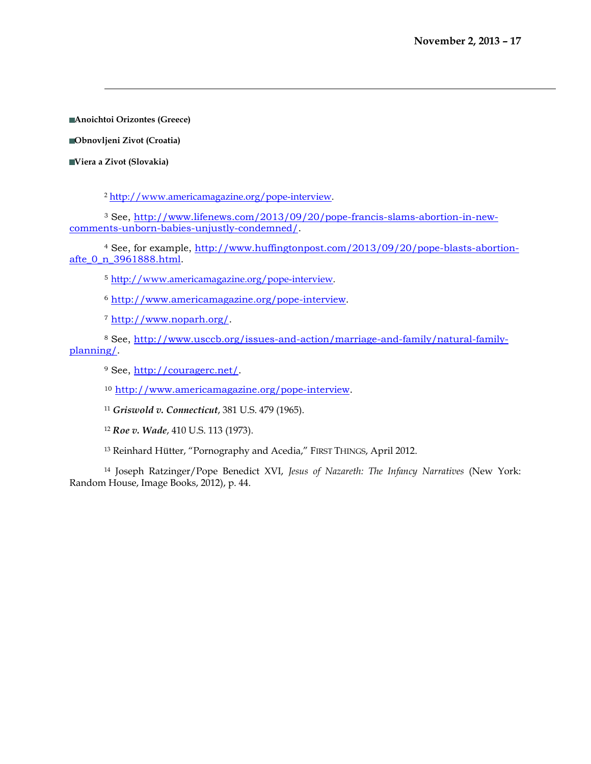■**Anoichtoi Orizontes (Greece)**

■**Obnovljeni Zivot (Croatia)**

■**Viera a Zivot (Slovakia)**

[2] http://www.americamagazine.org/pope-interview.

[3] See, http://www.lifenews.com/2013/09/20/pope-francis-slams-abortion-in-new-comments-unborn-babies-unjustly-condemned/.

[4] See, for example, http://www.huffingtonpost.com/2013/09/20/pope-blasts-abortion-afte_0_n_3961888.html.

[5] http://www.americamagazine.org/pope-interview.

[6] http://www.americamagazine.org/pope-interview.

[7] http://www.noparh.org/.

[8] See, http://www.usccb.org/issues-and-action/marriage-and-family/natural-family-planning/.

[9] See, http://couragerc.net/.

[10] http://www.americamagazine.org/pope-interview.

[11] ***Griswold v. Connecticut***, 381 U.S. 479 (1965).

[12] ***Roe v. Wade***, 410 U.S. 113 (1973).

[13] Reinhard Hütter, "Pornography and Acedia," FIRST THINGS, April 2012.

[14] Joseph Ratzinger/Pope Benedict XVI, *Jesus of Nazareth: The Infancy Narratives* (New York: Random House, Image Books, 2012), p. 44.